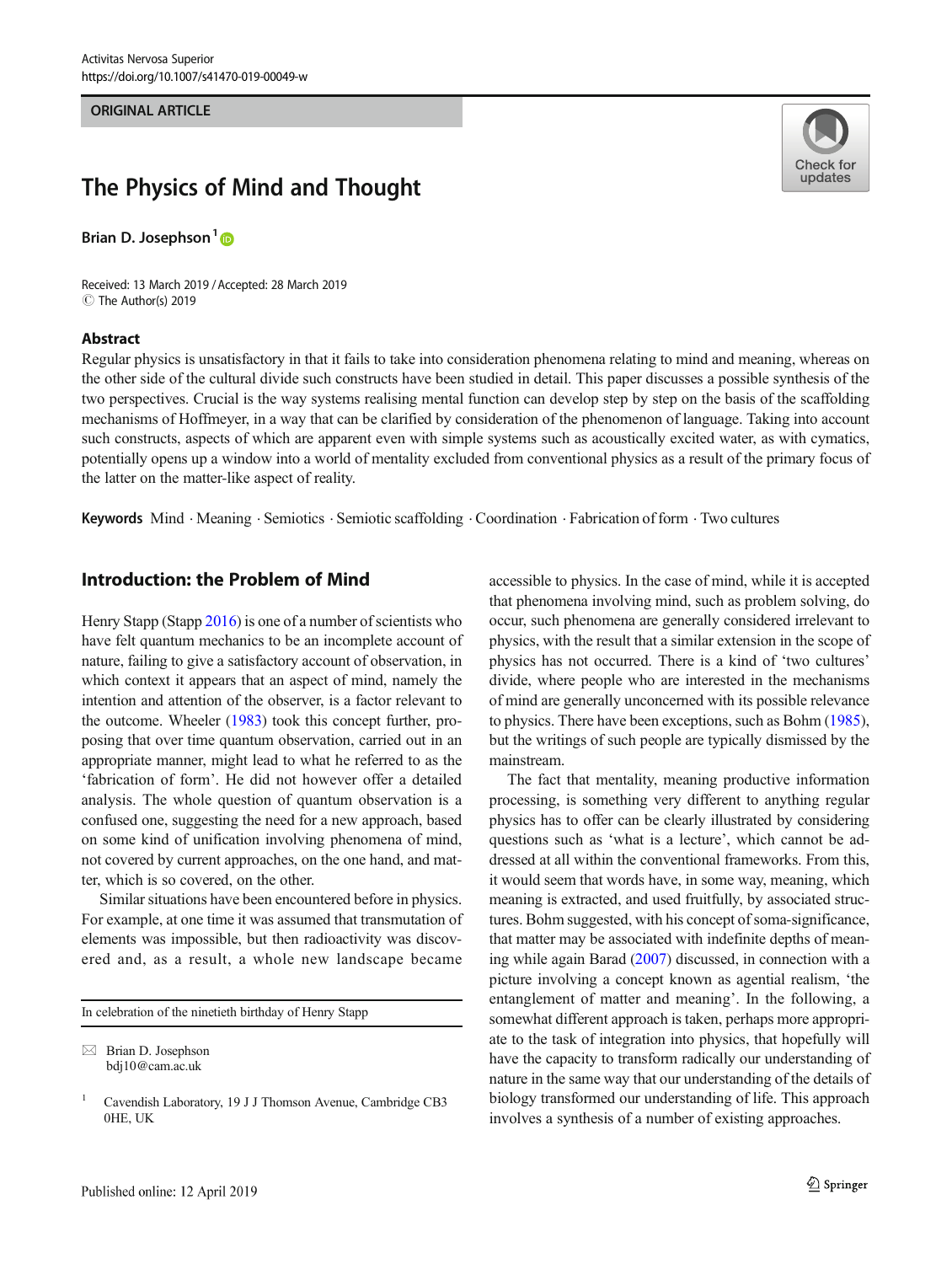ORIGINAL ARTICLE

# The Physics of Mind and Thought

Brian D. Josephson[1]

Received: 13 March 2019 / Accepted: 28 March 2019
© The Author(s) 2019

## Abstract

Regular physics is unsatisfactory in that it fails to take into consideration phenomena relating to mind and meaning, whereas on the other side of the cultural divide such constructs have been studied in detail. This paper discusses a possible synthesis of the two perspectives. Crucial is the way systems realising mental function can develop step by step on the basis of the scaffolding mechanisms of Hoffmeyer, in a way that can be clarified by consideration of the phenomenon of language. Taking into account such constructs, aspects of which are apparent even with simple systems such as acoustically excited water, as with cymatics, potentially opens up a window into a world of mentality excluded from conventional physics as a result of the primary focus of the latter on the matter-like aspect of reality.

**Keywords** Mind · Meaning · Semiotics · Semiotic scaffolding · Coordination · Fabrication of form · Two cultures

## Introduction: the Problem of Mind

Henry Stapp (Stapp 2016) is one of a number of scientists who have felt quantum mechanics to be an incomplete account of nature, failing to give a satisfactory account of observation, in which context it appears that an aspect of mind, namely the intention and attention of the observer, is a factor relevant to the outcome. Wheeler (1983) took this concept further, proposing that over time quantum observation, carried out in an appropriate manner, might lead to what he referred to as the 'fabrication of form'. He did not however offer a detailed analysis. The whole question of quantum observation is a confused one, suggesting the need for a new approach, based on some kind of unification involving phenomena of mind, not covered by current approaches, on the one hand, and matter, which is so covered, on the other.

Similar situations have been encountered before in physics. For example, at one time it was assumed that transmutation of elements was impossible, but then radioactivity was discovered and, as a result, a whole new landscape became accessible to physics. In the case of mind, while it is accepted that phenomena involving mind, such as problem solving, do occur, such phenomena are generally considered irrelevant to physics, with the result that a similar extension in the scope of physics has not occurred. There is a kind of 'two cultures' divide, where people who are interested in the mechanisms of mind are generally unconcerned with its possible relevance to physics. There have been exceptions, such as Bohm (1985), but the writings of such people are typically dismissed by the mainstream.

The fact that mentality, meaning productive information processing, is something very different to anything regular physics has to offer can be clearly illustrated by considering questions such as 'what is a lecture', which cannot be addressed at all within the conventional frameworks. From this, it would seem that words have, in some way, meaning, which meaning is extracted, and used fruitfully, by associated structures. Bohm suggested, with his concept of soma-significance, that matter may be associated with indefinite depths of meaning while again Barad (2007) discussed, in connection with a picture involving a concept known as agential realism, 'the entanglement of matter and meaning'. In the following, a somewhat different approach is taken, perhaps more appropriate to the task of integration into physics, that hopefully will have the capacity to transform radically our understanding of nature in the same way that our understanding of the details of biology transformed our understanding of life. This approach involves a synthesis of a number of existing approaches.

---

In celebration of the ninetieth birthday of Henry Stapp

✉ Brian D. Josephson
bdj10@cam.ac.uk

[1] Cavendish Laboratory, 19 J J Thomson Avenue, Cambridge CB3 0HE, UK

Published online: 12 April 2019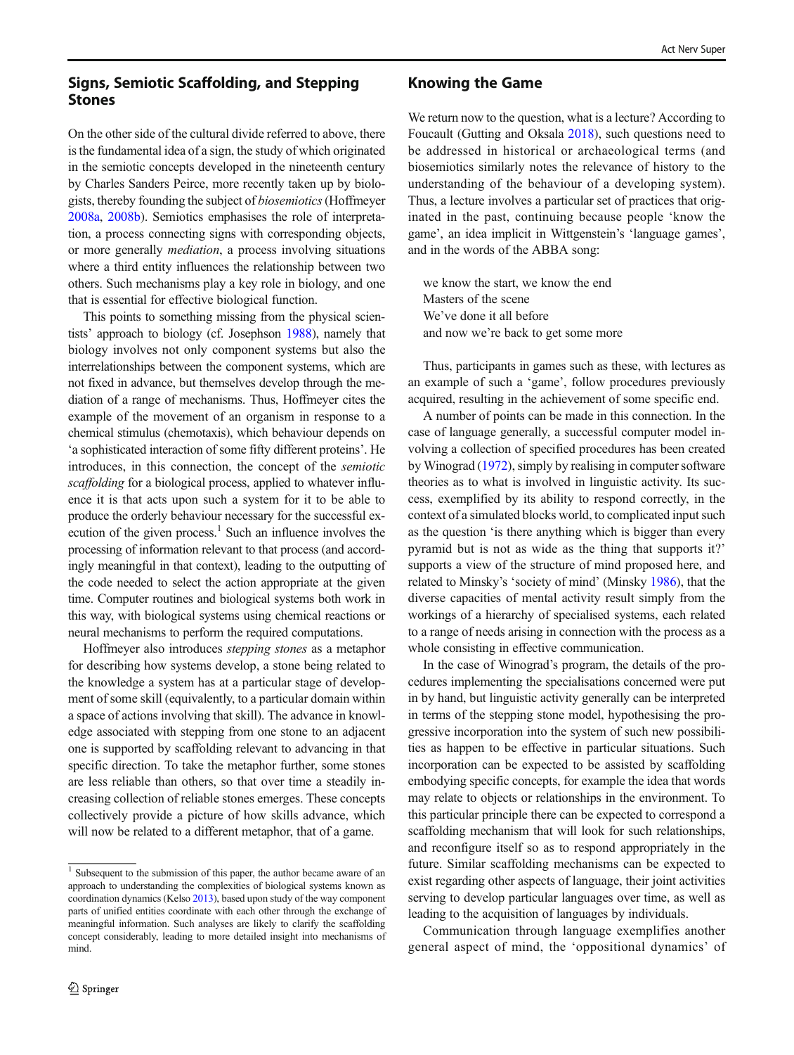## Signs, Semiotic Scaffolding, and Stepping Stones

On the other side of the cultural divide referred to above, there is the fundamental idea of a sign, the study of which originated in the semiotic concepts developed in the nineteenth century by Charles Sanders Peirce, more recently taken up by biologists, thereby founding the subject of *biosemiotics* (Hoffmeyer 2008a, 2008b). Semiotics emphasises the role of interpretation, a process connecting signs with corresponding objects, or more generally *mediation*, a process involving situations where a third entity influences the relationship between two others. Such mechanisms play a key role in biology, and one that is essential for effective biological function.

This points to something missing from the physical scientists' approach to biology (cf. Josephson 1988), namely that biology involves not only component systems but also the interrelationships between the component systems, which are not fixed in advance, but themselves develop through the mediation of a range of mechanisms. Thus, Hoffmeyer cites the example of the movement of an organism in response to a chemical stimulus (chemotaxis), which behaviour depends on 'a sophisticated interaction of some fifty different proteins'. He introduces, in this connection, the concept of the *semiotic scaffolding* for a biological process, applied to whatever influence it is that acts upon such a system for it to be able to produce the orderly behaviour necessary for the successful execution of the given process.[1] Such an influence involves the processing of information relevant to that process (and accordingly meaningful in that context), leading to the outputting of the code needed to select the action appropriate at the given time. Computer routines and biological systems both work in this way, with biological systems using chemical reactions or neural mechanisms to perform the required computations.

Hoffmeyer also introduces *stepping stones* as a metaphor for describing how systems develop, a stone being related to the knowledge a system has at a particular stage of development of some skill (equivalently, to a particular domain within a space of actions involving that skill). The advance in knowledge associated with stepping from one stone to an adjacent one is supported by scaffolding relevant to advancing in that specific direction. To take the metaphor further, some stones are less reliable than others, so that over time a steadily increasing collection of reliable stones emerges. These concepts collectively provide a picture of how skills advance, which will now be related to a different metaphor, that of a game.

## Knowing the Game

We return now to the question, what is a lecture? According to Foucault (Gutting and Oksala 2018), such questions need to be addressed in historical or archaeological terms (and biosemiotics similarly notes the relevance of history to the understanding of the behaviour of a developing system). Thus, a lecture involves a particular set of practices that originated in the past, continuing because people 'know the game', an idea implicit in Wittgenstein's 'language games', and in the words of the ABBA song:

> we know the start, we know the end
> Masters of the scene
> We've done it all before
> and now we're back to get some more

Thus, participants in games such as these, with lectures as an example of such a 'game', follow procedures previously acquired, resulting in the achievement of some specific end.

A number of points can be made in this connection. In the case of language generally, a successful computer model involving a collection of specified procedures has been created by Winograd (1972), simply by realising in computer software theories as to what is involved in linguistic activity. Its success, exemplified by its ability to respond correctly, in the context of a simulated blocks world, to complicated input such as the question 'is there anything which is bigger than every pyramid but is not as wide as the thing that supports it?' supports a view of the structure of mind proposed here, and related to Minsky's 'society of mind' (Minsky 1986), that the diverse capacities of mental activity result simply from the workings of a hierarchy of specialised systems, each related to a range of needs arising in connection with the process as a whole consisting in effective communication.

In the case of Winograd's program, the details of the procedures implementing the specialisations concerned were put in by hand, but linguistic activity generally can be interpreted in terms of the stepping stone model, hypothesising the progressive incorporation into the system of such new possibilities as happen to be effective in particular situations. Such incorporation can be expected to be assisted by scaffolding embodying specific concepts, for example the idea that words may relate to objects or relationships in the environment. To this particular principle there can be expected to correspond a scaffolding mechanism that will look for such relationships, and reconfigure itself so as to respond appropriately in the future. Similar scaffolding mechanisms can be expected to exist regarding other aspects of language, their joint activities serving to develop particular languages over time, as well as leading to the acquisition of languages by individuals.

Communication through language exemplifies another general aspect of mind, the 'oppositional dynamics' of

[1] Subsequent to the submission of this paper, the author became aware of an approach to understanding the complexities of biological systems known as coordination dynamics (Kelso 2013), based upon study of the way component parts of unified entities coordinate with each other through the exchange of meaningful information. Such analyses are likely to clarify the scaffolding concept considerably, leading to more detailed insight into mechanisms of mind.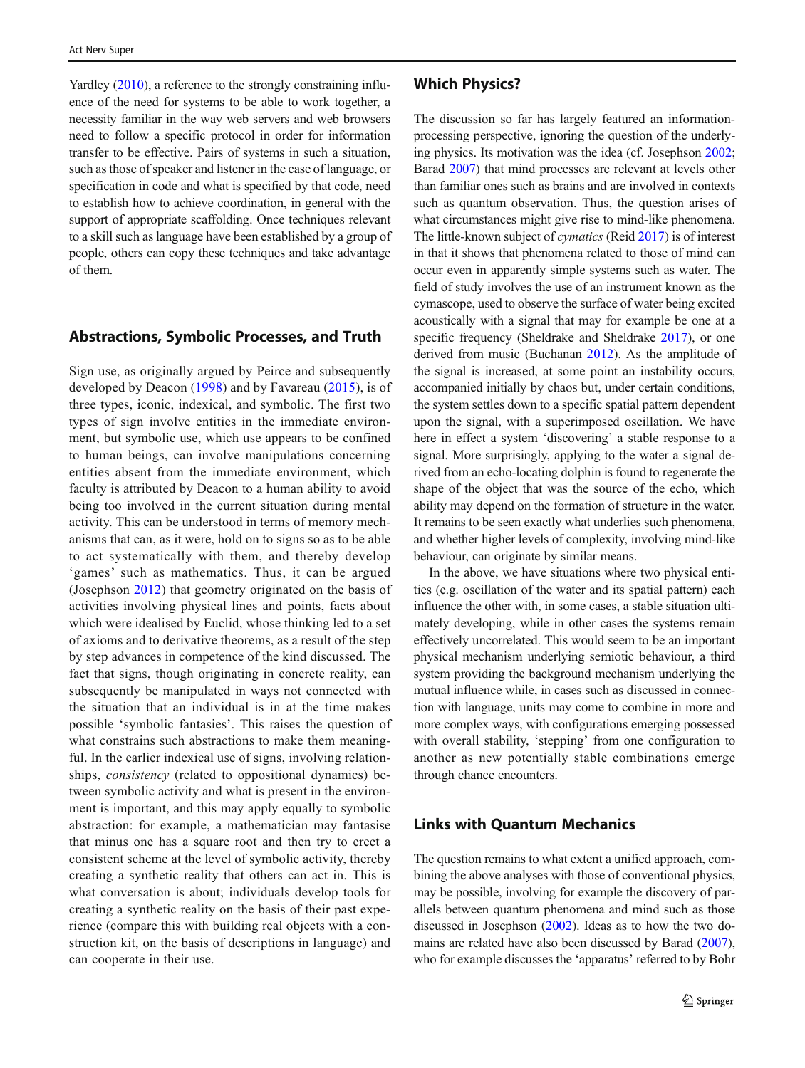Yardley (2010), a reference to the strongly constraining influence of the need for systems to be able to work together, a necessity familiar in the way web servers and web browsers need to follow a specific protocol in order for information transfer to be effective. Pairs of systems in such a situation, such as those of speaker and listener in the case of language, or specification in code and what is specified by that code, need to establish how to achieve coordination, in general with the support of appropriate scaffolding. Once techniques relevant to a skill such as language have been established by a group of people, others can copy these techniques and take advantage of them.

## Abstractions, Symbolic Processes, and Truth

Sign use, as originally argued by Peirce and subsequently developed by Deacon (1998) and by Favareau (2015), is of three types, iconic, indexical, and symbolic. The first two types of sign involve entities in the immediate environment, but symbolic use, which use appears to be confined to human beings, can involve manipulations concerning entities absent from the immediate environment, which faculty is attributed by Deacon to a human ability to avoid being too involved in the current situation during mental activity. This can be understood in terms of memory mechanisms that can, as it were, hold on to signs so as to be able to act systematically with them, and thereby develop 'games' such as mathematics. Thus, it can be argued (Josephson 2012) that geometry originated on the basis of activities involving physical lines and points, facts about which were idealised by Euclid, whose thinking led to a set of axioms and to derivative theorems, as a result of the step by step advances in competence of the kind discussed. The fact that signs, though originating in concrete reality, can subsequently be manipulated in ways not connected with the situation that an individual is in at the time makes possible 'symbolic fantasies'. This raises the question of what constrains such abstractions to make them meaningful. In the earlier indexical use of signs, involving relationships, *consistency* (related to oppositional dynamics) between symbolic activity and what is present in the environment is important, and this may apply equally to symbolic abstraction: for example, a mathematician may fantasise that minus one has a square root and then try to erect a consistent scheme at the level of symbolic activity, thereby creating a synthetic reality that others can act in. This is what conversation is about; individuals develop tools for creating a synthetic reality on the basis of their past experience (compare this with building real objects with a construction kit, on the basis of descriptions in language) and can cooperate in their use.

## Which Physics?

The discussion so far has largely featured an information-processing perspective, ignoring the question of the underlying physics. Its motivation was the idea (cf. Josephson 2002; Barad 2007) that mind processes are relevant at levels other than familiar ones such as brains and are involved in contexts such as quantum observation. Thus, the question arises of what circumstances might give rise to mind-like phenomena. The little-known subject of *cymatics* (Reid 2017) is of interest in that it shows that phenomena related to those of mind can occur even in apparently simple systems such as water. The field of study involves the use of an instrument known as the cymascope, used to observe the surface of water being excited acoustically with a signal that may for example be one at a specific frequency (Sheldrake and Sheldrake 2017), or one derived from music (Buchanan 2012). As the amplitude of the signal is increased, at some point an instability occurs, accompanied initially by chaos but, under certain conditions, the system settles down to a specific spatial pattern dependent upon the signal, with a superimposed oscillation. We have here in effect a system 'discovering' a stable response to a signal. More surprisingly, applying to the water a signal derived from an echo-locating dolphin is found to regenerate the shape of the object that was the source of the echo, which ability may depend on the formation of structure in the water. It remains to be seen exactly what underlies such phenomena, and whether higher levels of complexity, involving mind-like behaviour, can originate by similar means.

In the above, we have situations where two physical entities (e.g. oscillation of the water and its spatial pattern) each influence the other with, in some cases, a stable situation ultimately developing, while in other cases the systems remain effectively uncorrelated. This would seem to be an important physical mechanism underlying semiotic behaviour, a third system providing the background mechanism underlying the mutual influence while, in cases such as discussed in connection with language, units may come to combine in more and more complex ways, with configurations emerging possessed with overall stability, 'stepping' from one configuration to another as new potentially stable combinations emerge through chance encounters.

## Links with Quantum Mechanics

The question remains to what extent a unified approach, combining the above analyses with those of conventional physics, may be possible, involving for example the discovery of parallels between quantum phenomena and mind such as those discussed in Josephson (2002). Ideas as to how the two domains are related have also been discussed by Barad (2007), who for example discusses the 'apparatus' referred to by Bohr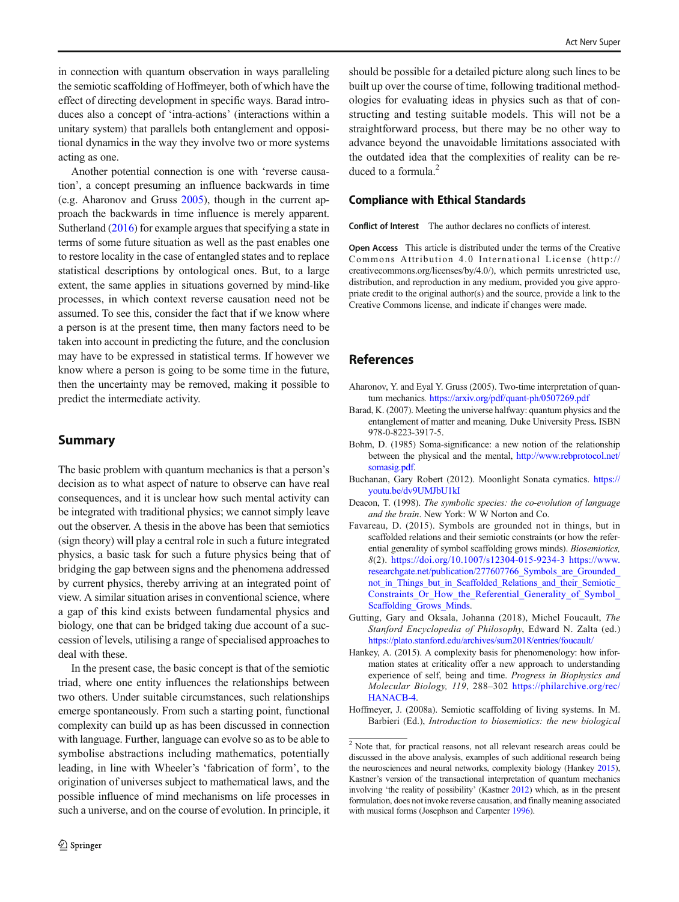in connection with quantum observation in ways paralleling the semiotic scaffolding of Hoffmeyer, both of which have the effect of directing development in specific ways. Barad introduces also a concept of 'intra-actions' (interactions within a unitary system) that parallels both entanglement and oppositional dynamics in the way they involve two or more systems acting as one.

Another potential connection is one with 'reverse causation', a concept presuming an influence backwards in time (e.g. Aharonov and Gruss 2005), though in the current approach the backwards in time influence is merely apparent. Sutherland (2016) for example argues that specifying a state in terms of some future situation as well as the past enables one to restore locality in the case of entangled states and to replace statistical descriptions by ontological ones. But, to a large extent, the same applies in situations governed by mind-like processes, in which context reverse causation need not be assumed. To see this, consider the fact that if we know where a person is at the present time, then many factors need to be taken into account in predicting the future, and the conclusion may have to be expressed in statistical terms. If however we know where a person is going to be some time in the future, then the uncertainty may be removed, making it possible to predict the intermediate activity.

## Summary

The basic problem with quantum mechanics is that a person's decision as to what aspect of nature to observe can have real consequences, and it is unclear how such mental activity can be integrated with traditional physics; we cannot simply leave out the observer. A thesis in the above has been that semiotics (sign theory) will play a central role in such a future integrated physics, a basic task for such a future physics being that of bridging the gap between signs and the phenomena addressed by current physics, thereby arriving at an integrated point of view. A similar situation arises in conventional science, where a gap of this kind exists between fundamental physics and biology, one that can be bridged taking due account of a succession of levels, utilising a range of specialised approaches to deal with these.

In the present case, the basic concept is that of the semiotic triad, where one entity influences the relationships between two others. Under suitable circumstances, such relationships emerge spontaneously. From such a starting point, functional complexity can build up as has been discussed in connection with language. Further, language can evolve so as to be able to symbolise abstractions including mathematics, potentially leading, in line with Wheeler's 'fabrication of form', to the origination of universes subject to mathematical laws, and the possible influence of mind mechanisms on life processes in such a universe, and on the course of evolution. In principle, it should be possible for a detailed picture along such lines to be built up over the course of time, following traditional methodologies for evaluating ideas in physics such as that of constructing and testing suitable models. This will not be a straightforward process, but there may be no other way to advance beyond the unavoidable limitations associated with the outdated idea that the complexities of reality can be reduced to a formula.[2]

## Compliance with Ethical Standards

**Conflict of Interest** The author declares no conflicts of interest.

**Open Access** This article is distributed under the terms of the Creative Commons Attribution 4.0 International License (http://creativecommons.org/licenses/by/4.0/), which permits unrestricted use, distribution, and reproduction in any medium, provided you give appropriate credit to the original author(s) and the source, provide a link to the Creative Commons license, and indicate if changes were made.

## References

Aharonov, Y. and Eyal Y. Gruss (2005). Two-time interpretation of quantum mechanics. https://arxiv.org/pdf/quant-ph/0507269.pdf

Barad, K. (2007). Meeting the universe halfway: quantum physics and the entanglement of matter and meaning, Duke University Press. ISBN 978-0-8223-3917-5.

Bohm, D. (1985) Soma-significance: a new notion of the relationship between the physical and the mental, http://www.rebprotocol.net/somasig.pdf.

Buchanan, Gary Robert (2012). Moonlight Sonata cymatics. https://youtu.be/dv9UMJbU1kI

Deacon, T. (1998). *The symbolic species: the co-evolution of language and the brain*. New York: W W Norton and Co.

Favareau, D. (2015). Symbols are grounded not in things, but in scaffolded relations and their semiotic constraints (or how the referential generality of symbol scaffolding grows minds). *Biosemiotics, 8*(2). https://doi.org/10.1007/s12304-015-9234-3 https://www.researchgate.net/publication/277607766_Symbols_are_Grounded_not_in_Things_but_in_Scaffolded_Relations_and_their_Semiotic_Constraints_Or_How_the_Referential_Generality_of_Symbol_Scaffolding_Grows_Minds.

Gutting, Gary and Oksala, Johanna (2018), Michel Foucault, *The Stanford Encyclopedia of Philosophy*, Edward N. Zalta (ed.) https://plato.stanford.edu/archives/sum2018/entries/foucault/

Hankey, A. (2015). A complexity basis for phenomenology: how information states at criticality offer a new approach to understanding experience of self, being and time. *Progress in Biophysics and Molecular Biology, 119*, 288–302 https://philarchive.org/rec/HANACB-4.

Hoffmeyer, J. (2008a). Semiotic scaffolding of living systems. In M. Barbieri (Ed.), *Introduction to biosemiotics: the new biological*

---

[2] Note that, for practical reasons, not all relevant research areas could be discussed in the above analysis, examples of such additional research being the neurosciences and neural networks, complexity biology (Hankey 2015), Kastner's version of the transactional interpretation of quantum mechanics involving 'the reality of possibility' (Kastner 2012) which, as in the present formulation, does not invoke reverse causation, and finally meaning associated with musical forms (Josephson and Carpenter 1996).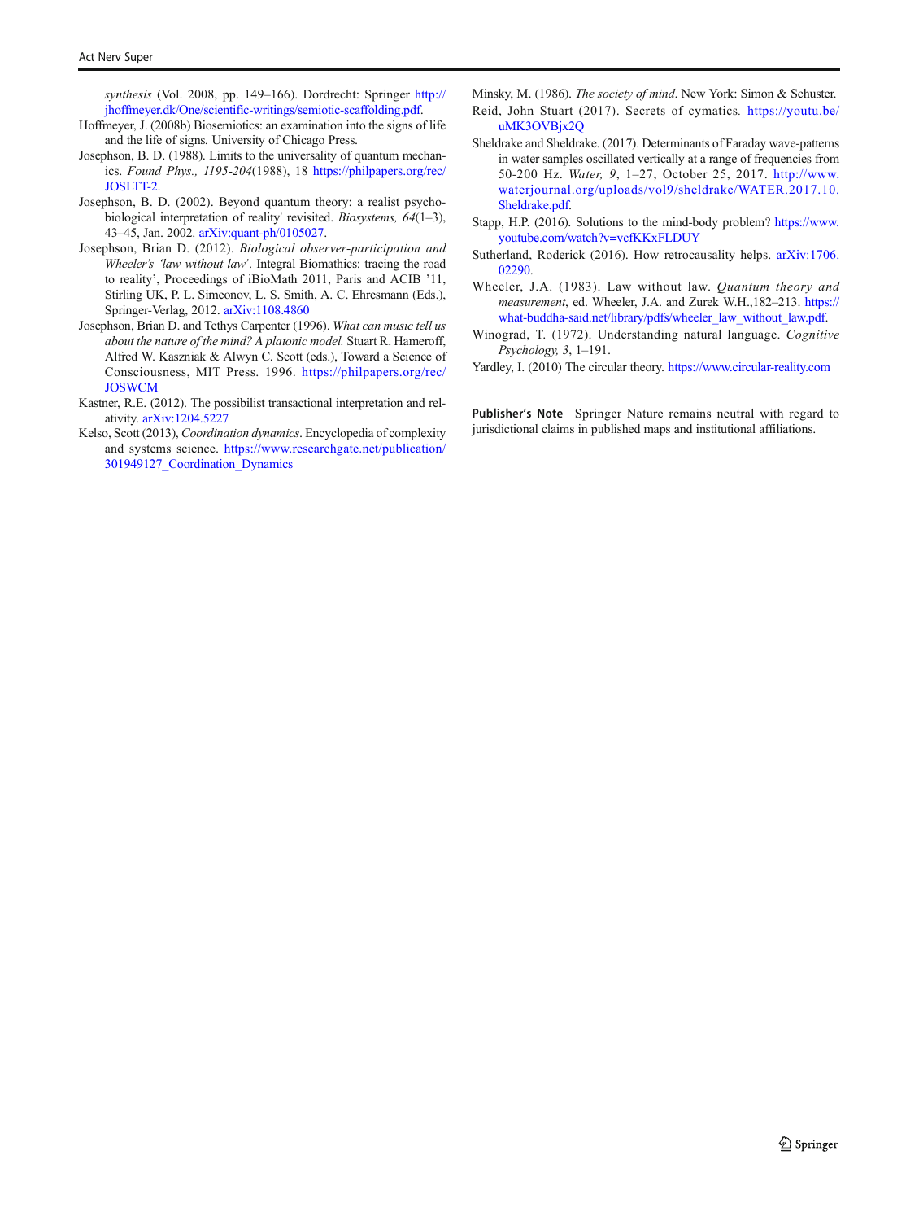*synthesis* (Vol. 2008, pp. 149–166). Dordrecht: Springer http://jhoffmeyer.dk/One/scientific-writings/semiotic-scaffolding.pdf.

Hoffmeyer, J. (2008b) Biosemiotics: an examination into the signs of life and the life of signs. University of Chicago Press.

Josephson, B. D. (1988). Limits to the universality of quantum mechanics. *Found Phys., 1195-204*(1988), 18 https://philpapers.org/rec/JOSLTT-2.

Josephson, B. D. (2002). Beyond quantum theory: a realist psycho-biological interpretation of reality' revisited. *Biosystems, 64*(1–3), 43–45, Jan. 2002. arXiv:quant-ph/0105027.

Josephson, Brian D. (2012). *Biological observer-participation and Wheeler's 'law without law'*. Integral Biomathics: tracing the road to reality', Proceedings of iBioMath 2011, Paris and ACIB '11, Stirling UK, P. L. Simeonov, L. S. Smith, A. C. Ehresmann (Eds.), Springer-Verlag, 2012. arXiv:1108.4860

Josephson, Brian D. and Tethys Carpenter (1996). *What can music tell us about the nature of the mind? A platonic model.* Stuart R. Hameroff, Alfred W. Kaszniak & Alwyn C. Scott (eds.), Toward a Science of Consciousness, MIT Press. 1996. https://philpapers.org/rec/JOSWCM

Kastner, R.E. (2012). The possibilist transactional interpretation and relativity. arXiv:1204.5227

Kelso, Scott (2013), *Coordination dynamics*. Encyclopedia of complexity and systems science. https://www.researchgate.net/publication/301949127_Coordination_Dynamics

Minsky, M. (1986). *The society of mind*. New York: Simon & Schuster.

Reid, John Stuart (2017). Secrets of cymatics. https://youtu.be/uMK3OVBjx2Q

Sheldrake and Sheldrake. (2017). Determinants of Faraday wave-patterns in water samples oscillated vertically at a range of frequencies from 50-200 Hz. *Water, 9*, 1–27, October 25, 2017. http://www.waterjournal.org/uploads/vol9/sheldrake/WATER.2017.10.Sheldrake.pdf.

Stapp, H.P. (2016). Solutions to the mind-body problem? https://www.youtube.com/watch?v=vcfKKxFLDUY

Sutherland, Roderick (2016). How retrocausality helps. arXiv:1706.02290.

Wheeler, J.A. (1983). Law without law. *Quantum theory and measurement*, ed. Wheeler, J.A. and Zurek W.H.,182–213. https://what-buddha-said.net/library/pdfs/wheeler_law_without_law.pdf.

Winograd, T. (1972). Understanding natural language. *Cognitive Psychology, 3*, 1–191.

Yardley, I. (2010) The circular theory. https://www.circular-reality.com

**Publisher's Note** Springer Nature remains neutral with regard to jurisdictional claims in published maps and institutional affiliations.